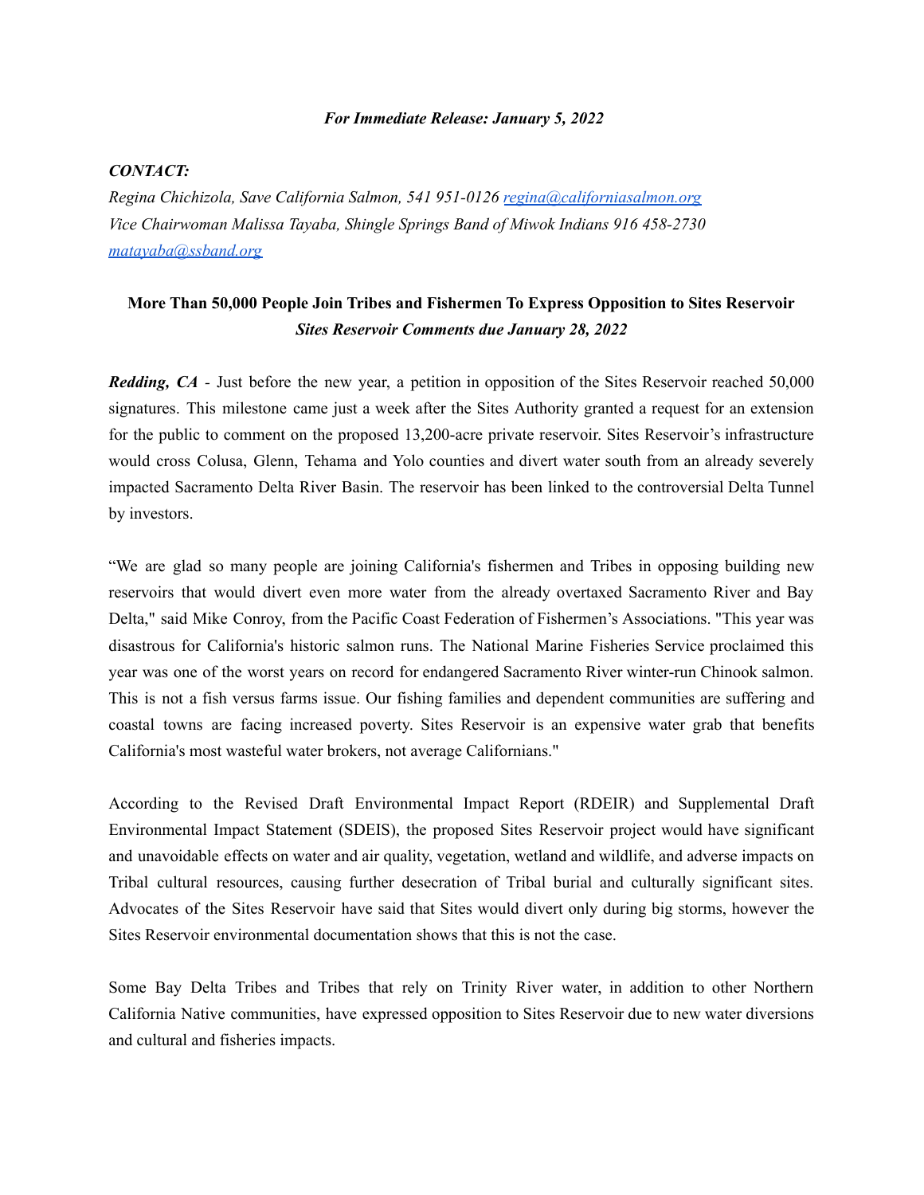***For Immediate Release: January 5, 2022***

***CONTACT:***

*Regina Chichizola, Save California Salmon, 541 951-0126 [regina@californiasalmon.org](mailto:regina@californiasalmon.org)*

*Vice Chairwoman Malissa Tayaba, Shingle Springs Band of Miwok Indians 916 458-2730 [matayaba@ssband.org](mailto:matayaba@ssband.org)*

**More Than 50,000 People Join Tribes and Fishermen To Express Opposition to Sites Reservoir**

***Sites Reservoir Comments due January 28, 2022***

***Redding, CA*** - Just before the new year, a petition in opposition of the Sites Reservoir reached 50,000 signatures. This milestone came just a week after the Sites Authority granted a request for an extension for the public to comment on the proposed 13,200-acre private reservoir. Sites Reservoir's infrastructure would cross Colusa, Glenn, Tehama and Yolo counties and divert water south from an already severely impacted Sacramento Delta River Basin. The reservoir has been linked to the controversial Delta Tunnel by investors.

"We are glad so many people are joining California's fishermen and Tribes in opposing building new reservoirs that would divert even more water from the already overtaxed Sacramento River and Bay Delta," said Mike Conroy, from the Pacific Coast Federation of Fishermen's Associations. "This year was disastrous for California's historic salmon runs. The National Marine Fisheries Service proclaimed this year was one of the worst years on record for endangered Sacramento River winter-run Chinook salmon. This is not a fish versus farms issue. Our fishing families and dependent communities are suffering and coastal towns are facing increased poverty. Sites Reservoir is an expensive water grab that benefits California's most wasteful water brokers, not average Californians."

According to the Revised Draft Environmental Impact Report (RDEIR) and Supplemental Draft Environmental Impact Statement (SDEIS), the proposed Sites Reservoir project would have significant and unavoidable effects on water and air quality, vegetation, wetland and wildlife, and adverse impacts on Tribal cultural resources, causing further desecration of Tribal burial and culturally significant sites. Advocates of the Sites Reservoir have said that Sites would divert only during big storms, however the Sites Reservoir environmental documentation shows that this is not the case.

Some Bay Delta Tribes and Tribes that rely on Trinity River water, in addition to other Northern California Native communities, have expressed opposition to Sites Reservoir due to new water diversions and cultural and fisheries impacts.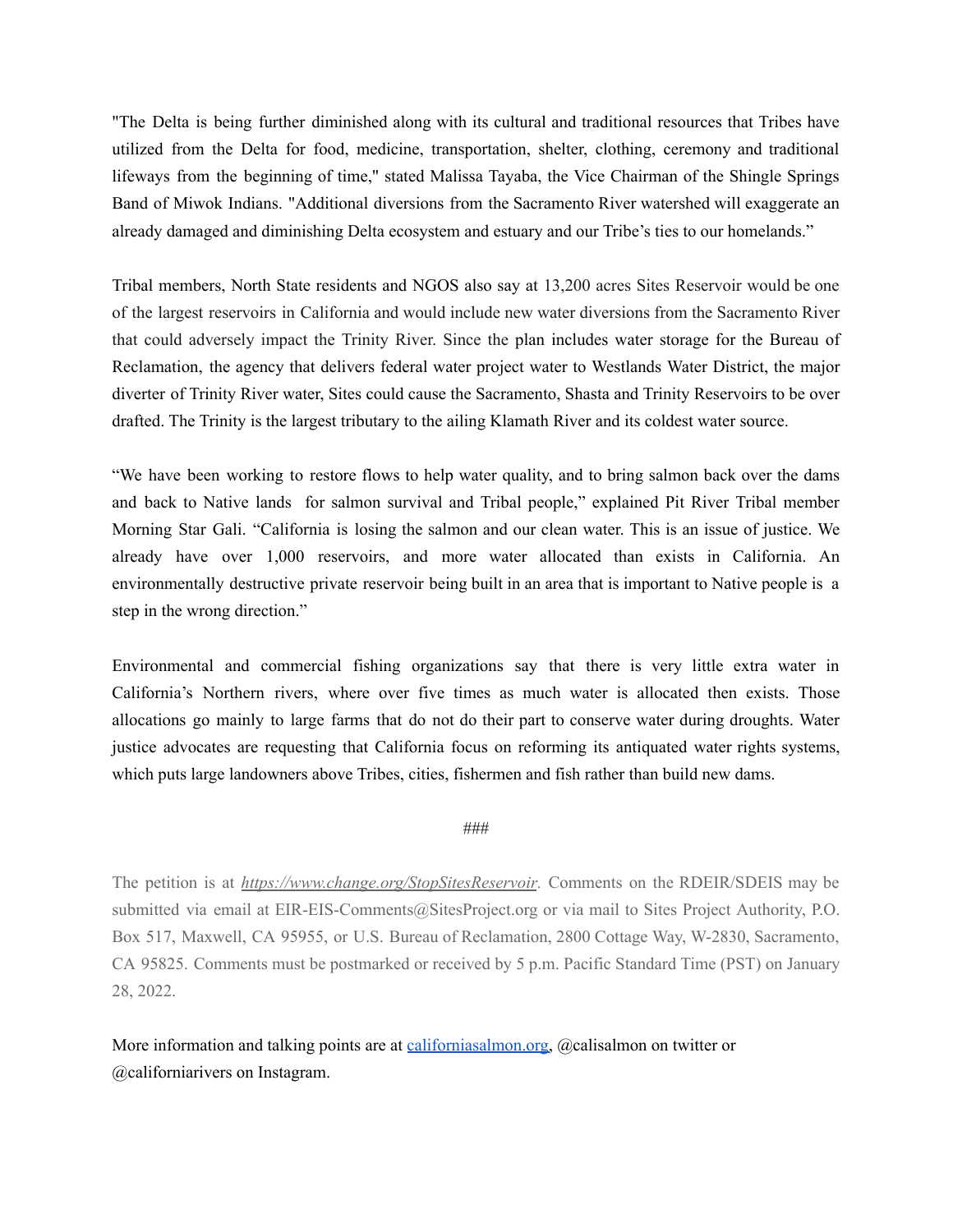"The Delta is being further diminished along with its cultural and traditional resources that Tribes have utilized from the Delta for food, medicine, transportation, shelter, clothing, ceremony and traditional lifeways from the beginning of time," stated Malissa Tayaba, the Vice Chairman of the Shingle Springs Band of Miwok Indians. "Additional diversions from the Sacramento River watershed will exaggerate an already damaged and diminishing Delta ecosystem and estuary and our Tribe's ties to our homelands."

Tribal members, North State residents and NGOS also say at 13,200 acres Sites Reservoir would be one of the largest reservoirs in California and would include new water diversions from the Sacramento River that could adversely impact the Trinity River. Since the plan includes water storage for the Bureau of Reclamation, the agency that delivers federal water project water to Westlands Water District, the major diverter of Trinity River water, Sites could cause the Sacramento, Shasta and Trinity Reservoirs to be over drafted. The Trinity is the largest tributary to the ailing Klamath River and its coldest water source.

"We have been working to restore flows to help water quality, and to bring salmon back over the dams and back to Native lands for salmon survival and Tribal people," explained Pit River Tribal member Morning Star Gali. "California is losing the salmon and our clean water. This is an issue of justice. We already have over 1,000 reservoirs, and more water allocated than exists in California. An environmentally destructive private reservoir being built in an area that is important to Native people is a step in the wrong direction."

Environmental and commercial fishing organizations say that there is very little extra water in California's Northern rivers, where over five times as much water is allocated then exists. Those allocations go mainly to large farms that do not do their part to conserve water during droughts. Water justice advocates are requesting that California focus on reforming its antiquated water rights systems, which puts large landowners above Tribes, cities, fishermen and fish rather than build new dams.

###

The petition is at *https://www.change.org/StopSitesReservoir*. Comments on the RDEIR/SDEIS may be submitted via email at EIR-EIS-Comments@SitesProject.org or via mail to Sites Project Authority, P.O. Box 517, Maxwell, CA 95955, or U.S. Bureau of Reclamation, 2800 Cottage Way, W-2830, Sacramento, CA 95825. Comments must be postmarked or received by 5 p.m. Pacific Standard Time (PST) on January 28, 2022.

More information and talking points are at californiasalmon.org, @calisalmon on twitter or @californiarivers on Instagram.